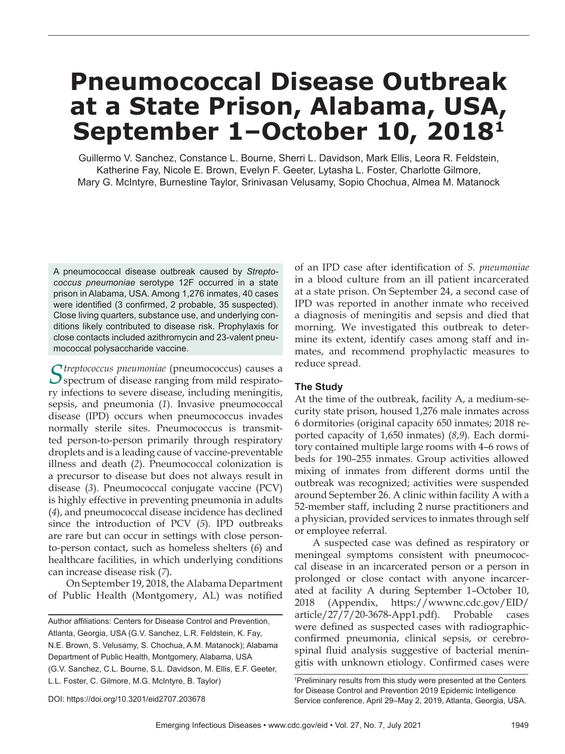# Pneumococcal Disease Outbreak at a State Prison, Alabama, USA, September 1–October 10, 2018[1]

Guillermo V. Sanchez, Constance L. Bourne, Sherri L. Davidson, Mark Ellis, Leora R. Feldstein, Katherine Fay, Nicole E. Brown, Evelyn F. Geeter, Lytasha L. Foster, Charlotte Gilmore, Mary G. McIntyre, Burnestine Taylor, Srinivasan Velusamy, Sopio Chochua, Almea M. Matanock

A pneumococcal disease outbreak caused by *Streptococcus pneumoniae* serotype 12F occurred in a state prison in Alabama, USA. Among 1,276 inmates, 40 cases were identified (3 confirmed, 2 probable, 35 suspected). Close living quarters, substance use, and underlying conditions likely contributed to disease risk. Prophylaxis for close contacts included azithromycin and 23-valent pneumococcal polysaccharide vaccine.

*Streptococcus pneumoniae* (pneumococcus) causes a spectrum of disease ranging from mild respiratory infections to severe disease, including meningitis, sepsis, and pneumonia (*1*). Invasive pneumococcal disease (IPD) occurs when pneumococcus invades normally sterile sites. Pneumococcus is transmitted person-to-person primarily through respiratory droplets and is a leading cause of vaccine-preventable illness and death (*2*). Pneumococcal colonization is a precursor to disease but does not always result in disease (*3*). Pneumococcal conjugate vaccine (PCV) is highly effective in preventing pneumonia in adults (*4*), and pneumococcal disease incidence has declined since the introduction of PCV (*5*). IPD outbreaks are rare but can occur in settings with close person-to-person contact, such as homeless shelters (*6*) and healthcare facilities, in which underlying conditions can increase disease risk (*7*).

On September 19, 2018, the Alabama Department of Public Health (Montgomery, AL) was notified of an IPD case after identification of *S. pneumoniae* in a blood culture from an ill patient incarcerated at a state prison. On September 24, a second case of IPD was reported in another inmate who received a diagnosis of meningitis and sepsis and died that morning. We investigated this outbreak to determine its extent, identify cases among staff and inmates, and recommend prophylactic measures to reduce spread.

Author affiliations: Centers for Disease Control and Prevention, Atlanta, Georgia, USA (G.V. Sanchez, L.R. Feldstein, K. Fay, N.E. Brown, S. Velusamy, S. Chochua, A.M. Matanock); Alabama Department of Public Health, Montgomery, Alabama, USA (G.V. Sanchez, C.L. Bourne, S.L. Davidson, M. Ellis, E.F. Geeter, L.L. Foster, C. Gilmore, M.G. McIntyre, B. Taylor)

DOI: https://doi.org/10.3201/eid2707.203678

## The Study

At the time of the outbreak, facility A, a medium-security state prison, housed 1,276 male inmates across 6 dormitories (original capacity 650 inmates; 2018 reported capacity of 1,650 inmates) (*8*,*9*). Each dormitory contained multiple large rooms with 4–6 rows of beds for 190–255 inmates. Group activities allowed mixing of inmates from different dorms until the outbreak was recognized; activities were suspended around September 26. A clinic within facility A with a 52-member staff, including 2 nurse practitioners and a physician, provided services to inmates through self or employee referral.

A suspected case was defined as respiratory or meningeal symptoms consistent with pneumococcal disease in an incarcerated person or a person in prolonged or close contact with anyone incarcerated at facility A during September 1–October 10, 2018 (Appendix, https://wwwnc.cdc.gov/EID/article/27/7/20-3678-App1.pdf). Probable cases were defined as suspected cases with radiographic-confirmed pneumonia, clinical sepsis, or cerebrospinal fluid analysis suggestive of bacterial meningitis with unknown etiology. Confirmed cases were

[1]Preliminary results from this study were presented at the Centers for Disease Control and Prevention 2019 Epidemic Intelligence Service conference, April 29–May 2, 2019, Atlanta, Georgia, USA.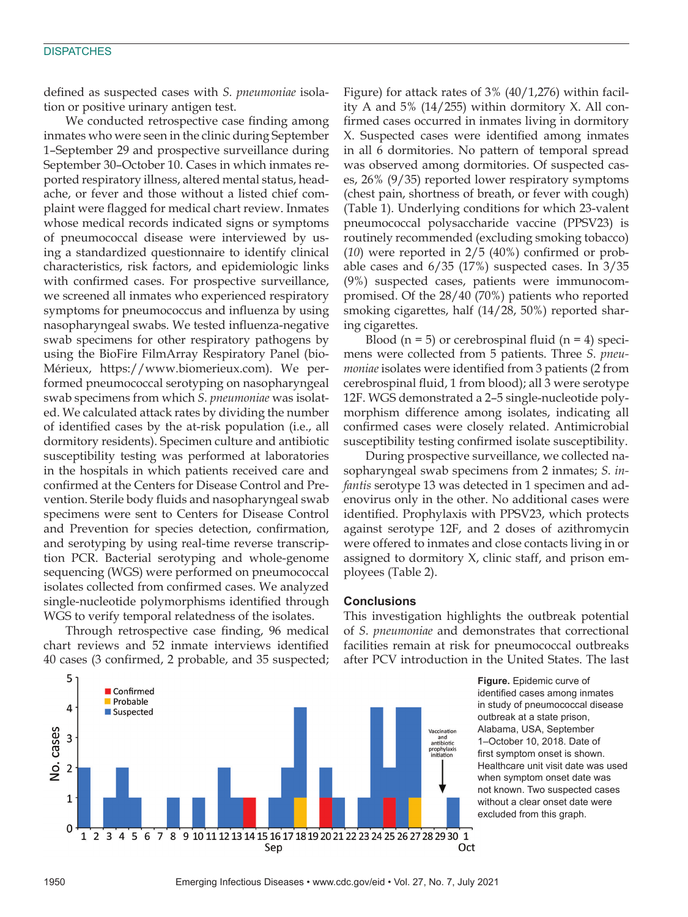defined as suspected cases with *S. pneumoniae* isolation or positive urinary antigen test.

We conducted retrospective case finding among inmates who were seen in the clinic during September 1–September 29 and prospective surveillance during September 30–October 10. Cases in which inmates reported respiratory illness, altered mental status, headache, or fever and those without a listed chief complaint were flagged for medical chart review. Inmates whose medical records indicated signs or symptoms of pneumococcal disease were interviewed by using a standardized questionnaire to identify clinical characteristics, risk factors, and epidemiologic links with confirmed cases. For prospective surveillance, we screened all inmates who experienced respiratory symptoms for pneumococcus and influenza by using nasopharyngeal swabs. We tested influenza-negative swab specimens for other respiratory pathogens by using the BioFire FilmArray Respiratory Panel (bioMérieux, https://www.biomerieux.com). We performed pneumococcal serotyping on nasopharyngeal swab specimens from which *S. pneumoniae* was isolated. We calculated attack rates by dividing the number of identified cases by the at-risk population (i.e., all dormitory residents). Specimen culture and antibiotic susceptibility testing was performed at laboratories in the hospitals in which patients received care and confirmed at the Centers for Disease Control and Prevention. Sterile body fluids and nasopharyngeal swab specimens were sent to Centers for Disease Control and Prevention for species detection, confirmation, and serotyping by using real-time reverse transcription PCR. Bacterial serotyping and whole-genome sequencing (WGS) were performed on pneumococcal isolates collected from confirmed cases. We analyzed single-nucleotide polymorphisms identified through WGS to verify temporal relatedness of the isolates.

Through retrospective case finding, 96 medical chart reviews and 52 inmate interviews identified 40 cases (3 confirmed, 2 probable, and 35 suspected; Figure) for attack rates of 3% (40/1,276) within facility A and 5% (14/255) within dormitory X. All confirmed cases occurred in inmates living in dormitory X. Suspected cases were identified among inmates in all 6 dormitories. No pattern of temporal spread was observed among dormitories. Of suspected cases, 26% (9/35) reported lower respiratory symptoms (chest pain, shortness of breath, or fever with cough) (Table 1). Underlying conditions for which 23-valent pneumococcal polysaccharide vaccine (PPSV23) is routinely recommended (excluding smoking tobacco) (*10*) were reported in 2/5 (40%) confirmed or probable cases and 6/35 (17%) suspected cases. In 3/35 (9%) suspected cases, patients were immunocompromised. Of the 28/40 (70%) patients who reported smoking cigarettes, half (14/28, 50%) reported sharing cigarettes.

Blood (n = 5) or cerebrospinal fluid (n = 4) specimens were collected from 5 patients. Three *S. pneumoniae* isolates were identified from 3 patients (2 from cerebrospinal fluid, 1 from blood); all 3 were serotype 12F. WGS demonstrated a 2–5 single-nucleotide polymorphism difference among isolates, indicating all confirmed cases were closely related. Antimicrobial susceptibility testing confirmed isolate susceptibility.

During prospective surveillance, we collected nasopharyngeal swab specimens from 2 inmates; *S. infantis* serotype 13 was detected in 1 specimen and adenovirus only in the other. No additional cases were identified. Prophylaxis with PPSV23, which protects against serotype 12F, and 2 doses of azithromycin were offered to inmates and close contacts living in or assigned to dormitory X, clinic staff, and prison employees (Table 2).

## Conclusions

This investigation highlights the outbreak potential of *S. pneumoniae* and demonstrates that correctional facilities remain at risk for pneumococcal outbreaks after PCV introduction in the United States. The last

**Figure.** Epidemic curve of identified cases among inmates in study of pneumococcal disease outbreak at a state prison, Alabama, USA, September 1–October 10, 2018. Date of first symptom onset is shown. Healthcare unit visit date was used when symptom onset date was not known. Two suspected cases without a clear onset date were excluded from this graph.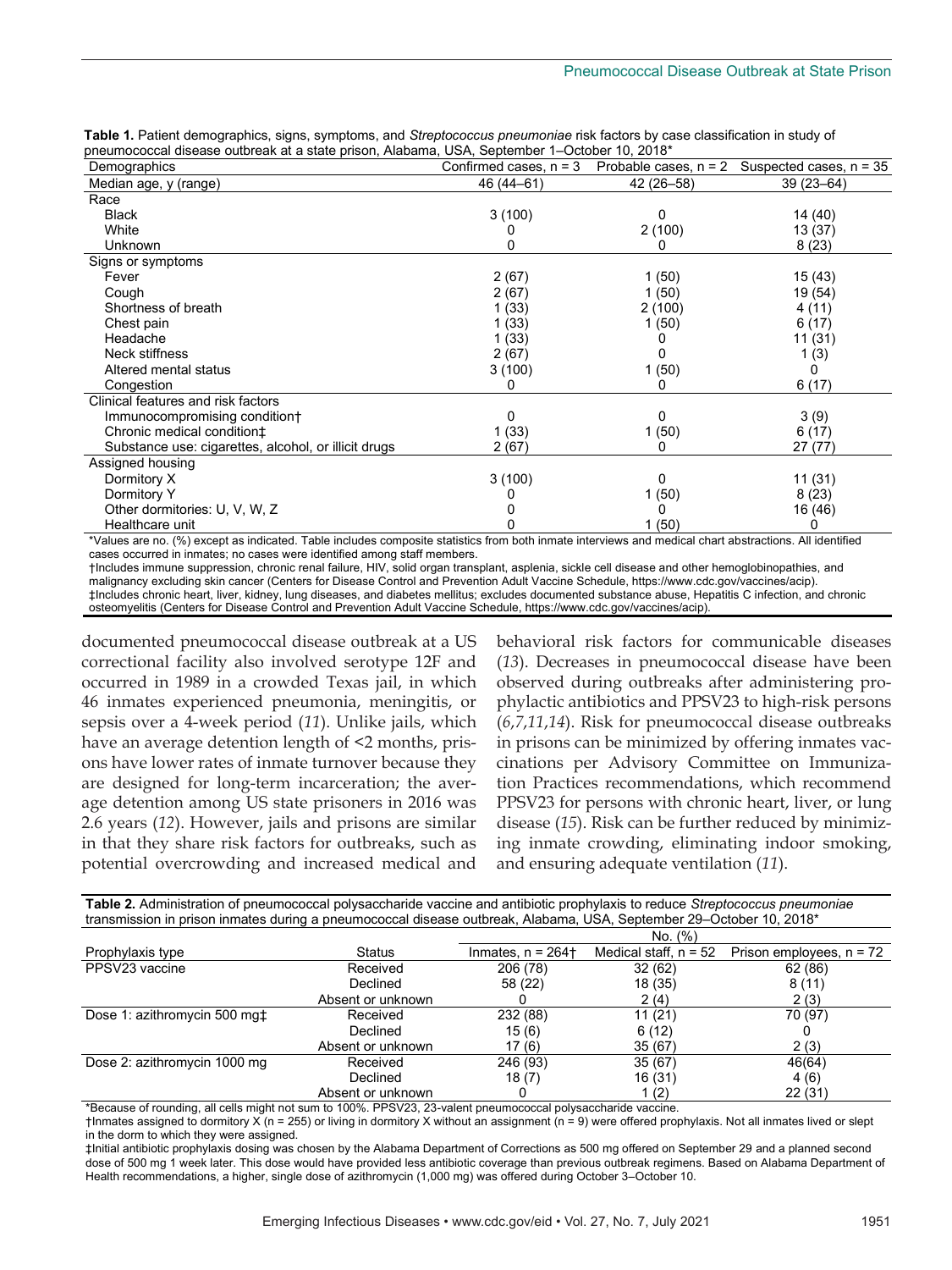**Table 1.** Patient demographics, signs, symptoms, and *Streptococcus pneumoniae* risk factors by case classification in study of pneumococcal disease outbreak at a state prison, Alabama, USA, September 1–October 10, 2018*

| Demographics | Confirmed cases, n = 3 | Probable cases, n = 2 | Suspected cases, n = 35 |
|---|---|---|---|
| Median age, y (range) | 46 (44–61) | 42 (26–58) | 39 (23–64) |
| Race | | | |
| Black | 3 (100) | 0 | 14 (40) |
| White | 0 | 2 (100) | 13 (37) |
| Unknown | 0 | 0 | 8 (23) |
| Signs or symptoms | | | |
| Fever | 2 (67) | 1 (50) | 15 (43) |
| Cough | 2 (67) | 1 (50) | 19 (54) |
| Shortness of breath | 1 (33) | 2 (100) | 4 (11) |
| Chest pain | 1 (33) | 1 (50) | 6 (17) |
| Headache | 1 (33) | 0 | 11 (31) |
| Neck stiffness | 2 (67) | 0 | 1 (3) |
| Altered mental status | 3 (100) | 1 (50) | 0 |
| Congestion | 0 | 0 | 6 (17) |
| Clinical features and risk factors | | | |
| Immunocompromising condition† | 0 | 0 | 3 (9) |
| Chronic medical condition‡ | 1 (33) | 1 (50) | 6 (17) |
| Substance use: cigarettes, alcohol, or illicit drugs | 2 (67) | 0 | 27 (77) |
| Assigned housing | | | |
| Dormitory X | 3 (100) | 0 | 11 (31) |
| Dormitory Y | 0 | 1 (50) | 8 (23) |
| Other dormitories: U, V, W, Z | 0 | 0 | 16 (46) |
| Healthcare unit | 0 | 1 (50) | 0 |

*Values are no. (%) except as indicated. Table includes composite statistics from both inmate interviews and medical chart abstractions. All identified cases occurred in inmates; no cases were identified among staff members.
†Includes immune suppression, chronic renal failure, HIV, solid organ transplant, asplenia, sickle cell disease and other hemoglobinopathies, and malignancy excluding skin cancer (Centers for Disease Control and Prevention Adult Vaccine Schedule, https://www.cdc.gov/vaccines/acip).
‡Includes chronic heart, liver, kidney, lung diseases, and diabetes mellitus; excludes documented substance abuse, Hepatitis C infection, and chronic osteomyelitis (Centers for Disease Control and Prevention Adult Vaccine Schedule, https://www.cdc.gov/vaccines/acip).

documented pneumococcal disease outbreak at a US correctional facility also involved serotype 12F and occurred in 1989 in a crowded Texas jail, in which 46 inmates experienced pneumonia, meningitis, or sepsis over a 4-week period (*11*). Unlike jails, which have an average detention length of <2 months, prisons have lower rates of inmate turnover because they are designed for long-term incarceration; the average detention among US state prisoners in 2016 was 2.6 years (*12*). However, jails and prisons are similar in that they share risk factors for outbreaks, such as potential overcrowding and increased medical and behavioral risk factors for communicable diseases (*13*). Decreases in pneumococcal disease have been observed during outbreaks after administering prophylactic antibiotics and PPSV23 to high-risk persons (*6*,*7*,*11*,*14*). Risk for pneumococcal disease outbreaks in prisons can be minimized by offering inmates vaccinations per Advisory Committee on Immunization Practices recommendations, which recommend PPSV23 for persons with chronic heart, liver, or lung disease (*15*). Risk can be further reduced by minimizing inmate crowding, eliminating indoor smoking, and ensuring adequate ventilation (*11*).

**Table 2.** Administration of pneumococcal polysaccharide vaccine and antibiotic prophylaxis to reduce *Streptococcus pneumoniae* transmission in prison inmates during a pneumococcal disease outbreak, Alabama, USA, September 29–October 10, 2018*

| | | No. (%) | | |
|---|---|---|---|---|
| Prophylaxis type | Status | Inmates, n = 264† | Medical staff, n = 52 | Prison employees, n = 72 |
| PPSV23 vaccine | Received | 206 (78) | 32 (62) | 62 (86) |
| | Declined | 58 (22) | 18 (35) | 8 (11) |
| | Absent or unknown | 0 | 2 (4) | 2 (3) |
| Dose 1: azithromycin 500 mg‡ | Received | 232 (88) | 11 (21) | 70 (97) |
| | Declined | 15 (6) | 6 (12) | 0 |
| | Absent or unknown | 17 (6) | 35 (67) | 2 (3) |
| Dose 2: azithromycin 1000 mg | Received | 246 (93) | 35 (67) | 46(64) |
| | Declined | 18 (7) | 16 (31) | 4 (6) |
| | Absent or unknown | 0 | 1 (2) | 22 (31) |

*Because of rounding, all cells might not sum to 100%. PPSV23, 23-valent pneumococcal polysaccharide vaccine.
†Inmates assigned to dormitory X (n = 255) or living in dormitory X without an assignment (n = 9) were offered prophylaxis. Not all inmates lived or slept in the dorm to which they were assigned.
‡Initial antibiotic prophylaxis dosing was chosen by the Alabama Department of Corrections as 500 mg offered on September 29 and a planned second dose of 500 mg 1 week later. This dose would have provided less antibiotic coverage than previous outbreak regimens. Based on Alabama Department of Health recommendations, a higher, single dose of azithromycin (1,000 mg) was offered during October 3–October 10.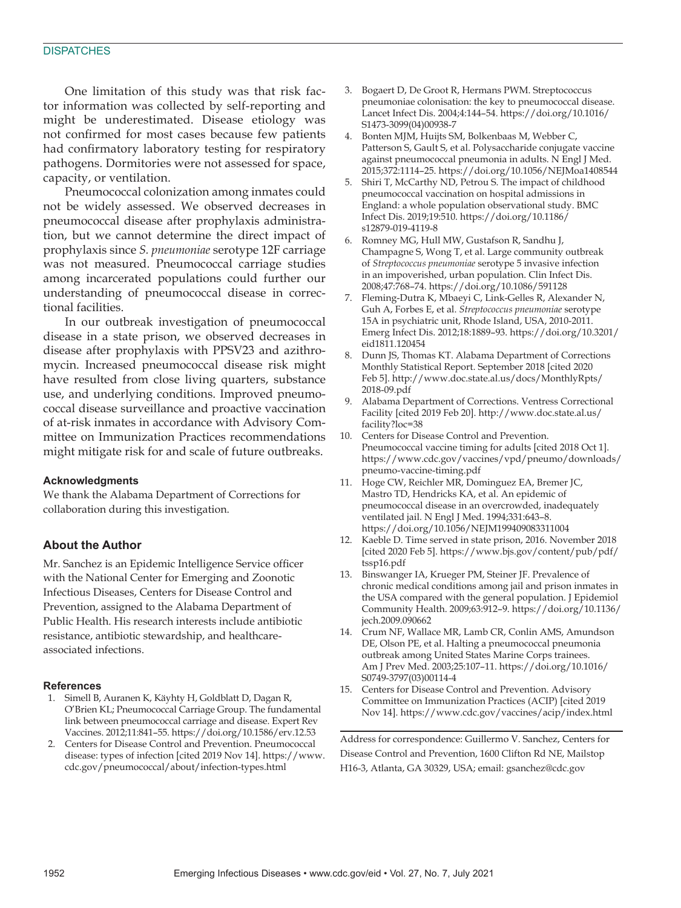One limitation of this study was that risk factor information was collected by self-reporting and might be underestimated. Disease etiology was not confirmed for most cases because few patients had confirmatory laboratory testing for respiratory pathogens. Dormitories were not assessed for space, capacity, or ventilation.

Pneumococcal colonization among inmates could not be widely assessed. We observed decreases in pneumococcal disease after prophylaxis administration, but we cannot determine the direct impact of prophylaxis since *S. pneumoniae* serotype 12F carriage was not measured. Pneumococcal carriage studies among incarcerated populations could further our understanding of pneumococcal disease in correctional facilities.

In our outbreak investigation of pneumococcal disease in a state prison, we observed decreases in disease after prophylaxis with PPSV23 and azithromycin. Increased pneumococcal disease risk might have resulted from close living quarters, substance use, and underlying conditions. Improved pneumococcal disease surveillance and proactive vaccination of at-risk inmates in accordance with Advisory Committee on Immunization Practices recommendations might mitigate risk for and scale of future outbreaks.

#### Acknowledgments

We thank the Alabama Department of Corrections for collaboration during this investigation.

## About the Author

Mr. Sanchez is an Epidemic Intelligence Service officer with the National Center for Emerging and Zoonotic Infectious Diseases, Centers for Disease Control and Prevention, assigned to the Alabama Department of Public Health. His research interests include antibiotic resistance, antibiotic stewardship, and healthcare-associated infections.

#### References

1. Simell B, Auranen K, Käyhty H, Goldblatt D, Dagan R, O'Brien KL; Pneumococcal Carriage Group. The fundamental link between pneumococcal carriage and disease. Expert Rev Vaccines. 2012;11:841–55. https://doi.org/10.1586/erv.12.53
2. Centers for Disease Control and Prevention. Pneumococcal disease: types of infection [cited 2019 Nov 14]. https://www.cdc.gov/pneumococcal/about/infection-types.html
3. Bogaert D, De Groot R, Hermans PWM. Streptococcus pneumoniae colonisation: the key to pneumococcal disease. Lancet Infect Dis. 2004;4:144–54. https://doi.org/10.1016/S1473-3099(04)00938-7
4. Bonten MJM, Huijts SM, Bolkenbaas M, Webber C, Patterson S, Gault S, et al. Polysaccharide conjugate vaccine against pneumococcal pneumonia in adults. N Engl J Med. 2015;372:1114–25. https://doi.org/10.1056/NEJMoa1408544
5. Shiri T, McCarthy ND, Petrou S. The impact of childhood pneumococcal vaccination on hospital admissions in England: a whole population observational study. BMC Infect Dis. 2019;19:510. https://doi.org/10.1186/s12879-019-4119-8
6. Romney MG, Hull MW, Gustafson R, Sandhu J, Champagne S, Wong T, et al. Large community outbreak of *Streptococcus pneumoniae* serotype 5 invasive infection in an impoverished, urban population. Clin Infect Dis. 2008;47:768–74. https://doi.org/10.1086/591128
7. Fleming-Dutra K, Mbaeyi C, Link-Gelles R, Alexander N, Guh A, Forbes E, et al. *Streptococcus pneumoniae* serotype 15A in psychiatric unit, Rhode Island, USA, 2010-2011. Emerg Infect Dis. 2012;18:1889–93. https://doi.org/10.3201/eid1811.120454
8. Dunn JS, Thomas KT. Alabama Department of Corrections Monthly Statistical Report. September 2018 [cited 2020 Feb 5]. http://www.doc.state.al.us/docs/MonthlyRpts/2018-09.pdf
9. Alabama Department of Corrections. Ventress Correctional Facility [cited 2019 Feb 20]. http://www.doc.state.al.us/facility?loc=38
10. Centers for Disease Control and Prevention. Pneumococcal vaccine timing for adults [cited 2018 Oct 1]. https://www.cdc.gov/vaccines/vpd/pneumo/downloads/pneumo-vaccine-timing.pdf
11. Hoge CW, Reichler MR, Dominguez EA, Bremer JC, Mastro TD, Hendricks KA, et al. An epidemic of pneumococcal disease in an overcrowded, inadequately ventilated jail. N Engl J Med. 1994;331:643–8. https://doi.org/10.1056/NEJM199409083311004
12. Kaeble D. Time served in state prison, 2016. November 2018 [cited 2020 Feb 5]. https://www.bjs.gov/content/pub/pdf/tssp16.pdf
13. Binswanger IA, Krueger PM, Steiner JF. Prevalence of chronic medical conditions among jail and prison inmates in the USA compared with the general population. J Epidemiol Community Health. 2009;63:912–9. https://doi.org/10.1136/jech.2009.090662
14. Crum NF, Wallace MR, Lamb CR, Conlin AMS, Amundson DE, Olson PE, et al. Halting a pneumococcal pneumonia outbreak among United States Marine Corps trainees. Am J Prev Med. 2003;25:107–11. https://doi.org/10.1016/S0749-3797(03)00114-4
15. Centers for Disease Control and Prevention. Advisory Committee on Immunization Practices (ACIP) [cited 2019 Nov 14]. https://www.cdc.gov/vaccines/acip/index.html

Address for correspondence: Guillermo V. Sanchez, Centers for Disease Control and Prevention, 1600 Clifton Rd NE, Mailstop H16-3, Atlanta, GA 30329, USA; email: gsanchez@cdc.gov